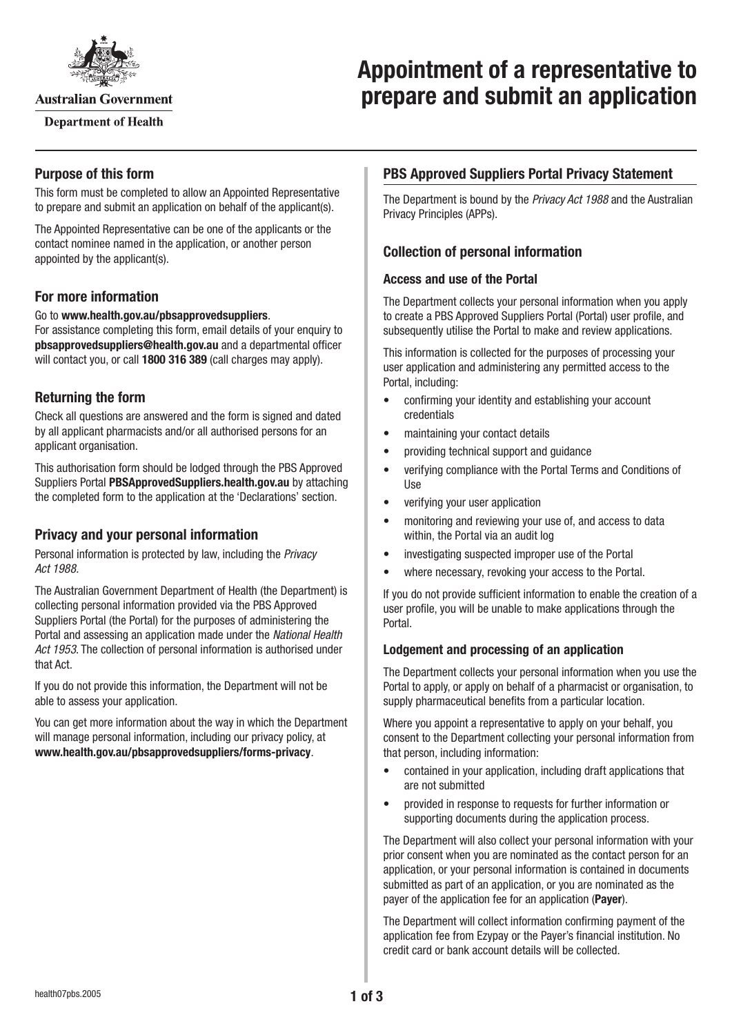Australian Government

Department of Health

# Appointment of a representative to prepare and submit an application

## Purpose of this form

This form must be completed to allow an Appointed Representative to prepare and submit an application on behalf of the applicant(s).

The Appointed Representative can be one of the applicants or the contact nominee named in the application, or another person appointed by the applicant(s).

## For more information

Go to **www.health.gov.au/pbsapprovedsuppliers**.
For assistance completing this form, email details of your enquiry to **pbsapprovedsuppliers@health.gov.au** and a departmental officer will contact you, or call **1800 316 389** (call charges may apply).

## Returning the form

Check all questions are answered and the form is signed and dated by all applicant pharmacists and/or all authorised persons for an applicant organisation.

This authorisation form should be lodged through the PBS Approved Suppliers Portal **PBSApprovedSuppliers.health.gov.au** by attaching the completed form to the application at the 'Declarations' section.

## Privacy and your personal information

Personal information is protected by law, including the *Privacy Act 1988*.

The Australian Government Department of Health (the Department) is collecting personal information provided via the PBS Approved Suppliers Portal (the Portal) for the purposes of administering the Portal and assessing an application made under the *National Health Act 1953*. The collection of personal information is authorised under that Act.

If you do not provide this information, the Department will not be able to assess your application.

You can get more information about the way in which the Department will manage personal information, including our privacy policy, at **www.health.gov.au/pbsapprovedsuppliers/forms-privacy**.

## PBS Approved Suppliers Portal Privacy Statement

The Department is bound by the *Privacy Act 1988* and the Australian Privacy Principles (APPs).

## Collection of personal information

### Access and use of the Portal

The Department collects your personal information when you apply to create a PBS Approved Suppliers Portal (Portal) user profile, and subsequently utilise the Portal to make and review applications.

This information is collected for the purposes of processing your user application and administering any permitted access to the Portal, including:

- confirming your identity and establishing your account credentials
- maintaining your contact details
- providing technical support and guidance
- verifying compliance with the Portal Terms and Conditions of Use
- verifying your user application
- monitoring and reviewing your use of, and access to data within, the Portal via an audit log
- investigating suspected improper use of the Portal
- where necessary, revoking your access to the Portal.

If you do not provide sufficient information to enable the creation of a user profile, you will be unable to make applications through the Portal.

### Lodgement and processing of an application

The Department collects your personal information when you use the Portal to apply, or apply on behalf of a pharmacist or organisation, to supply pharmaceutical benefits from a particular location.

Where you appoint a representative to apply on your behalf, you consent to the Department collecting your personal information from that person, including information:

- contained in your application, including draft applications that are not submitted
- provided in response to requests for further information or supporting documents during the application process.

The Department will also collect your personal information with your prior consent when you are nominated as the contact person for an application, or your personal information is contained in documents submitted as part of an application, or you are nominated as the payer of the application fee for an application (**Payer**).

The Department will collect information confirming payment of the application fee from Ezypay or the Payer's financial institution. No credit card or bank account details will be collected.

health07pbs.2005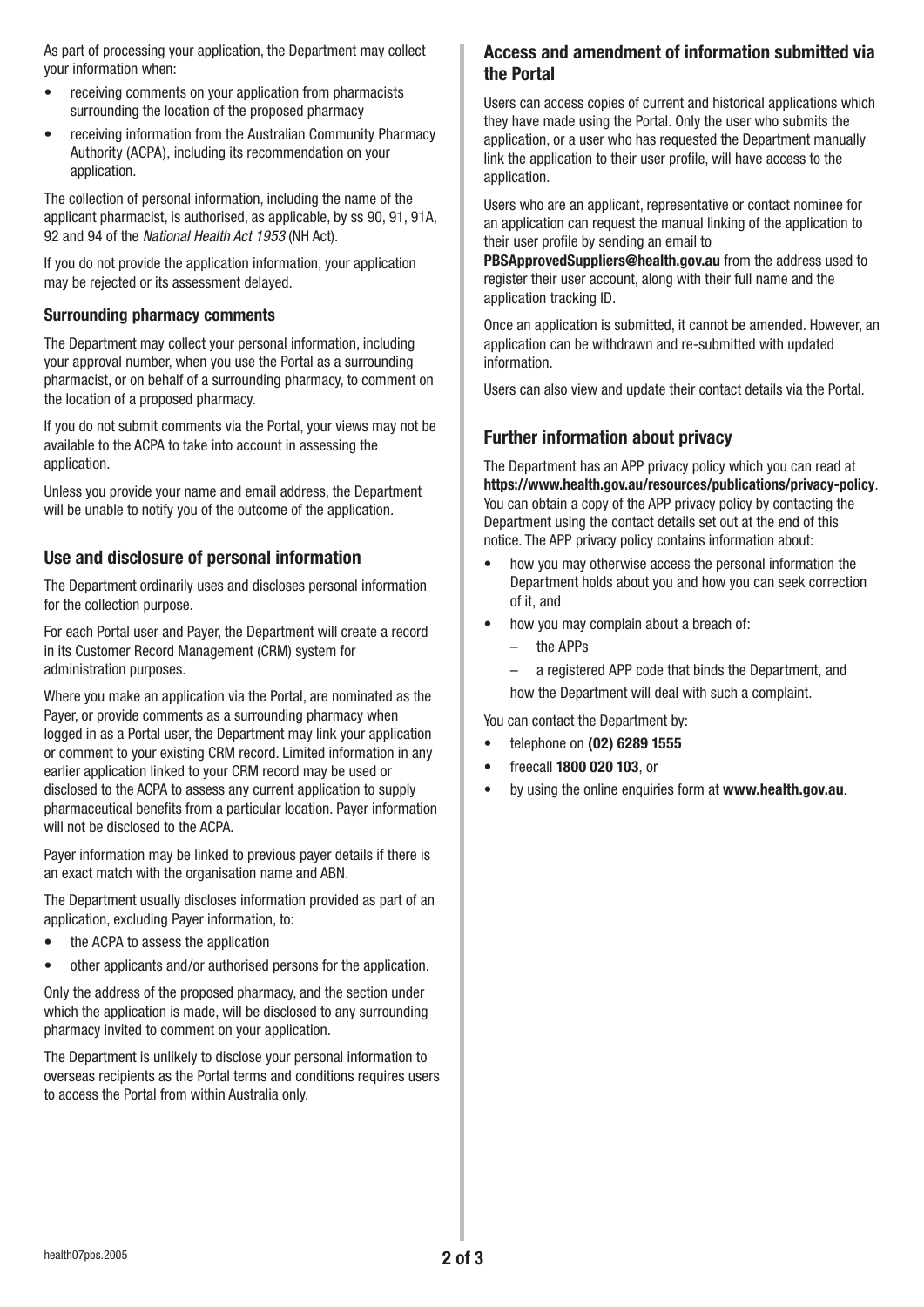As part of processing your application, the Department may collect your information when:

- receiving comments on your application from pharmacists surrounding the location of the proposed pharmacy
- receiving information from the Australian Community Pharmacy Authority (ACPA), including its recommendation on your application.

The collection of personal information, including the name of the applicant pharmacist, is authorised, as applicable, by ss 90, 91, 91A, 92 and 94 of the *National Health Act 1953* (NH Act).

If you do not provide the application information, your application may be rejected or its assessment delayed.

### Surrounding pharmacy comments

The Department may collect your personal information, including your approval number, when you use the Portal as a surrounding pharmacist, or on behalf of a surrounding pharmacy, to comment on the location of a proposed pharmacy.

If you do not submit comments via the Portal, your views may not be available to the ACPA to take into account in assessing the application.

Unless you provide your name and email address, the Department will be unable to notify you of the outcome of the application.

## Use and disclosure of personal information

The Department ordinarily uses and discloses personal information for the collection purpose.

For each Portal user and Payer, the Department will create a record in its Customer Record Management (CRM) system for administration purposes.

Where you make an application via the Portal, are nominated as the Payer, or provide comments as a surrounding pharmacy when logged in as a Portal user, the Department may link your application or comment to your existing CRM record. Limited information in any earlier application linked to your CRM record may be used or disclosed to the ACPA to assess any current application to supply pharmaceutical benefits from a particular location. Payer information will not be disclosed to the ACPA.

Payer information may be linked to previous payer details if there is an exact match with the organisation name and ABN.

The Department usually discloses information provided as part of an application, excluding Payer information, to:

- the ACPA to assess the application
- other applicants and/or authorised persons for the application.

Only the address of the proposed pharmacy, and the section under which the application is made, will be disclosed to any surrounding pharmacy invited to comment on your application.

The Department is unlikely to disclose your personal information to overseas recipients as the Portal terms and conditions requires users to access the Portal from within Australia only.

## Access and amendment of information submitted via the Portal

Users can access copies of current and historical applications which they have made using the Portal. Only the user who submits the application, or a user who has requested the Department manually link the application to their user profile, will have access to the application.

Users who are an applicant, representative or contact nominee for an application can request the manual linking of the application to their user profile by sending an email to **PBSApprovedSuppliers@health.gov.au** from the address used to register their user account, along with their full name and the application tracking ID.

Once an application is submitted, it cannot be amended. However, an application can be withdrawn and re-submitted with updated information.

Users can also view and update their contact details via the Portal.

## Further information about privacy

The Department has an APP privacy policy which you can read at **https://www.health.gov.au/resources/publications/privacy-policy**. You can obtain a copy of the APP privacy policy by contacting the Department using the contact details set out at the end of this notice. The APP privacy policy contains information about:

- how you may otherwise access the personal information the Department holds about you and how you can seek correction of it, and
- how you may complain about a breach of:
  - the APPs
  - a registered APP code that binds the Department, and

  how the Department will deal with such a complaint.

You can contact the Department by:

- telephone on **(02) 6289 1555**
- freecall **1800 020 103**, or
- by using the online enquiries form at **www.health.gov.au**.

health07pbs.2005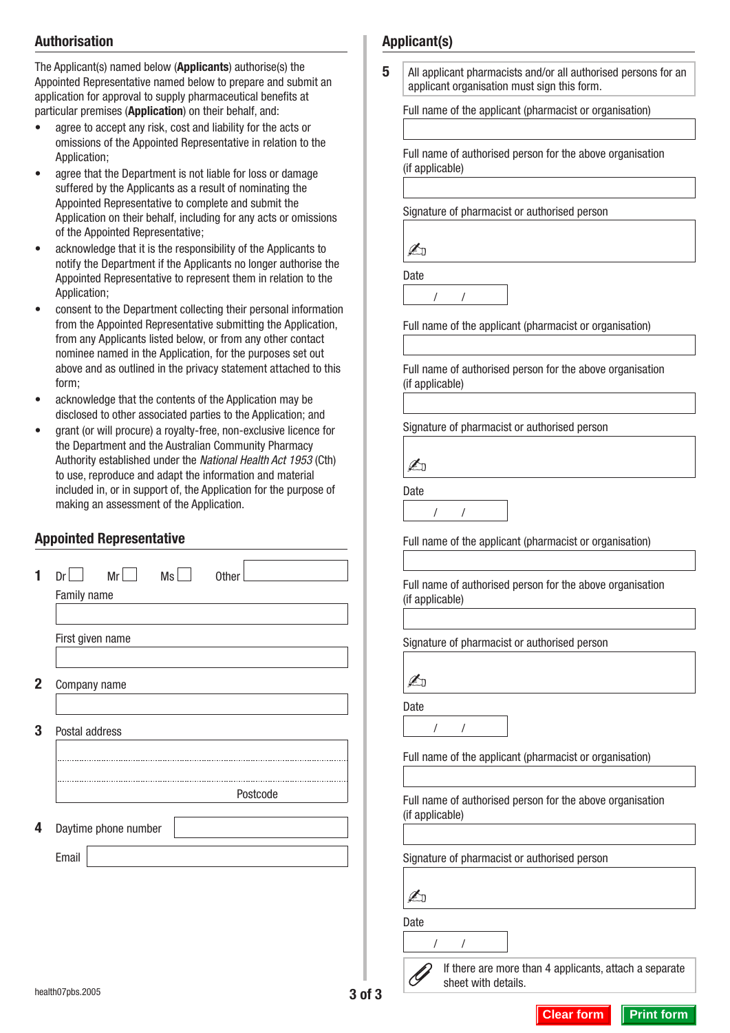## Authorisation

The Applicant(s) named below (**Applicants**) authorise(s) the Appointed Representative named below to prepare and submit an application for approval to supply pharmaceutical benefits at particular premises (**Application**) on their behalf, and:

- agree to accept any risk, cost and liability for the acts or omissions of the Appointed Representative in relation to the Application;
- agree that the Department is not liable for loss or damage suffered by the Applicants as a result of nominating the Appointed Representative to complete and submit the Application on their behalf, including for any acts or omissions of the Appointed Representative;
- acknowledge that it is the responsibility of the Applicants to notify the Department if the Applicants no longer authorise the Appointed Representative to represent them in relation to the Application;
- consent to the Department collecting their personal information from the Appointed Representative submitting the Application, from any Applicants listed below, or from any other contact nominee named in the Application, for the purposes set out above and as outlined in the privacy statement attached to this form;
- acknowledge that the contents of the Application may be disclosed to other associated parties to the Application; and
- grant (or will procure) a royalty-free, non-exclusive licence for the Department and the Australian Community Pharmacy Authority established under the *National Health Act 1953* (Cth) to use, reproduce and adapt the information and material included in, or in support of, the Application for the purpose of making an assessment of the Application.

## Appointed Representative

**1** Dr ☐ Mr ☐ Ms ☐ Other \_\_\_\_\_\_\_\_

Family name

First given name

**2** Company name

**3** Postal address

Postcode

**4** Daytime phone number

Email

## Applicant(s)

**5** All applicant pharmacists and/or all authorised persons for an applicant organisation must sign this form.

Full name of the applicant (pharmacist or organisation)

Full name of authorised person for the above organisation (if applicable)

Signature of pharmacist or authorised person

Date / /

Full name of the applicant (pharmacist or organisation)

Full name of authorised person for the above organisation (if applicable)

Signature of pharmacist or authorised person

Date / /

Full name of the applicant (pharmacist or organisation)

Full name of authorised person for the above organisation (if applicable)

Signature of pharmacist or authorised person

Date / /

Full name of the applicant (pharmacist or organisation)

Full name of authorised person for the above organisation (if applicable)

Signature of pharmacist or authorised person

Date / /

If there are more than 4 applicants, attach a separate sheet with details.

health07pbs.2005

Clear form Print form